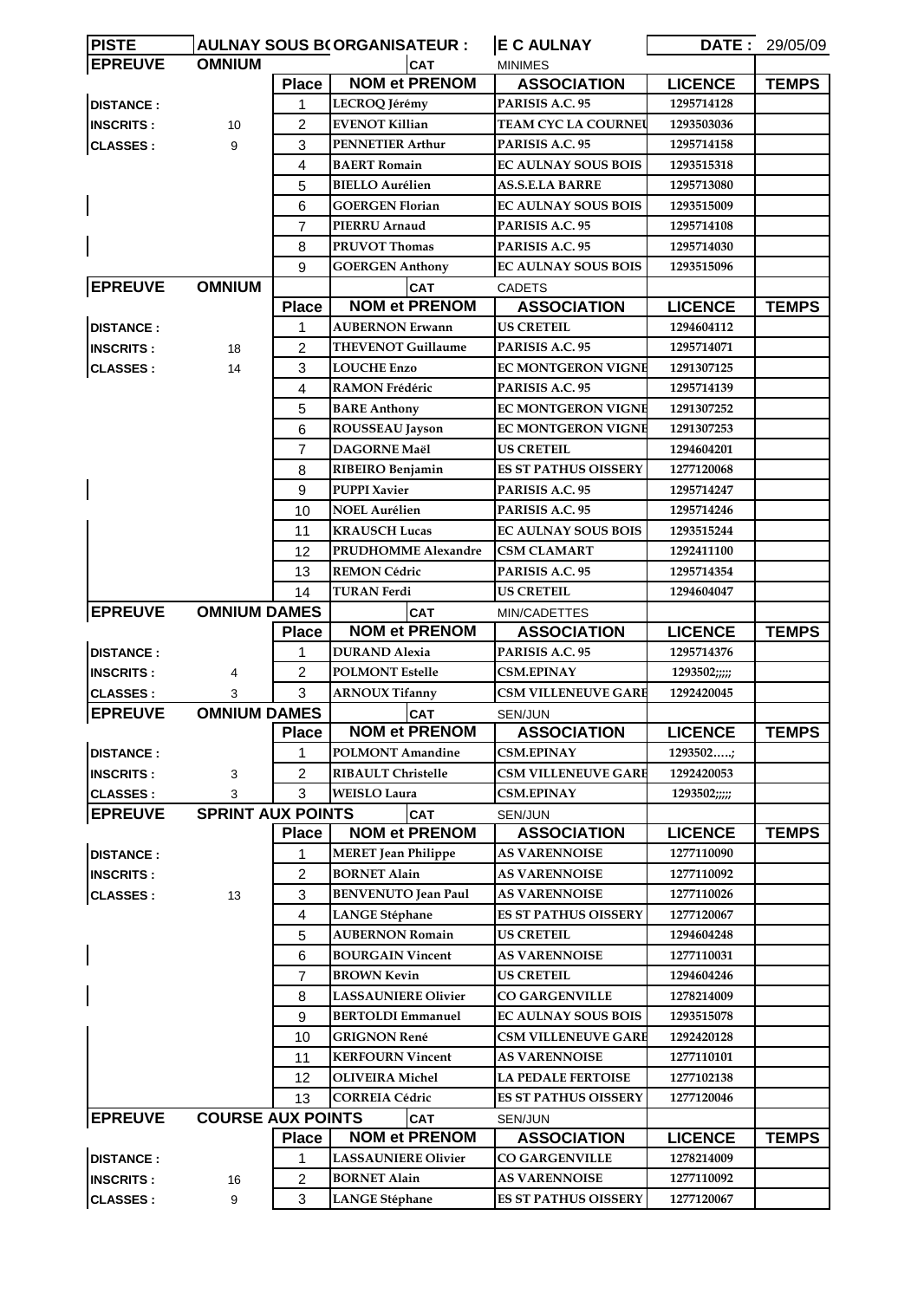| PISTE | AULNAY SOUS BO | ORGANISATEUR : | | E C AULNAY | DATE : | 29/05/09 |
|---|---|---|---|---|---|---|
| **EPREUVE** | **OMNIUM** | | **CAT** | MINIMES | | |
| | | **Place** | **NOM et PRENOM** | **ASSOCIATION** | **LICENCE** | **TEMPS** |
| **DISTANCE :** | | 1 | LECROQ Jérémy | PARISIS A.C. 95 | 1295714128 | |
| **INSCRITS :** | 10 | 2 | EVENOT Killian | TEAM CYC LA COURNEU | 1293503036 | |
| **CLASSES :** | 9 | 3 | PENNETIER Arthur | PARISIS A.C. 95 | 1295714158 | |
| | | 4 | BAERT Romain | EC AULNAY SOUS BOIS | 1293515318 | |
| | | 5 | BIELLO Aurélien | AS.S.E.LA BARRE | 1295713080 | |
| | | 6 | GOERGEN Florian | EC AULNAY SOUS BOIS | 1293515009 | |
| | | 7 | PIERRU Arnaud | PARISIS A.C. 95 | 1295714108 | |
| | | 8 | PRUVOT Thomas | PARISIS A.C. 95 | 1295714030 | |
| | | 9 | GOERGEN Anthony | EC AULNAY SOUS BOIS | 1293515096 | |
| **EPREUVE** | **OMNIUM** | | **CAT** | CADETS | | |
| | | **Place** | **NOM et PRENOM** | **ASSOCIATION** | **LICENCE** | **TEMPS** |
| **DISTANCE :** | | 1 | AUBERNON Erwann | US CRETEIL | 1294604112 | |
| **INSCRITS :** | 18 | 2 | THEVENOT Guillaume | PARISIS A.C. 95 | 1295714071 | |
| **CLASSES :** | 14 | 3 | LOUCHE Enzo | EC MONTGERON VIGNE | 1291307125 | |
| | | 4 | RAMON Frédéric | PARISIS A.C. 95 | 1295714139 | |
| | | 5 | BARE Anthony | EC MONTGERON VIGNE | 1291307252 | |
| | | 6 | ROUSSEAU Jayson | EC MONTGERON VIGNE | 1291307253 | |
| | | 7 | DAGORNE Maël | US CRETEIL | 1294604201 | |
| | | 8 | RIBEIRO Benjamin | ES ST PATHUS OISSERY | 1277120068 | |
| | | 9 | PUPPI Xavier | PARISIS A.C. 95 | 1295714247 | |
| | | 10 | NOEL Aurélien | PARISIS A.C. 95 | 1295714246 | |
| | | 11 | KRAUSCH Lucas | EC AULNAY SOUS BOIS | 1293515244 | |
| | | 12 | PRUDHOMME Alexandre | CSM CLAMART | 1292411100 | |
| | | 13 | REMON Cédric | PARISIS A.C. 95 | 1295714354 | |
| | | 14 | TURAN Ferdi | US CRETEIL | 1294604047 | |
| **EPREUVE** | **OMNIUM DAMES** | | **CAT** | MIN/CADETTES | | |
| | | **Place** | **NOM et PRENOM** | **ASSOCIATION** | **LICENCE** | **TEMPS** |
| **DISTANCE :** | | 1 | DURAND Alexia | PARISIS A.C. 95 | 1295714376 | |
| **INSCRITS :** | 4 | 2 | POLMONT Estelle | CSM.EPINAY | 1293502;;;;; | |
| **CLASSES :** | 3 | 3 | ARNOUX Tifanny | CSM VILLENEUVE GARE | 1292420045 | |
| **EPREUVE** | **OMNIUM DAMES** | | **CAT** | SEN/JUN | | |
| | | **Place** | **NOM et PRENOM** | **ASSOCIATION** | **LICENCE** | **TEMPS** |
| **DISTANCE :** | | 1 | POLMONT Amandine | CSM.EPINAY | 1293502…..; | |
| **INSCRITS :** | 3 | 2 | RIBAULT Christelle | CSM VILLENEUVE GARE | 1292420053 | |
| **CLASSES :** | 3 | 3 | WEISLO Laura | CSM.EPINAY | 1293502;;;;; | |
| **EPREUVE** | **SPRINT AUX POINTS** | | **CAT** | SEN/JUN | | |
| | | **Place** | **NOM et PRENOM** | **ASSOCIATION** | **LICENCE** | **TEMPS** |
| **DISTANCE :** | | 1 | MERET Jean Philippe | AS VARENNOISE | 1277110090 | |
| **INSCRITS :** | | 2 | BORNET Alain | AS VARENNOISE | 1277110092 | |
| **CLASSES :** | 13 | 3 | BENVENUTO Jean Paul | AS VARENNOISE | 1277110026 | |
| | | 4 | LANGE Stéphane | ES ST PATHUS OISSERY | 1277120067 | |
| | | 5 | AUBERNON Romain | US CRETEIL | 1294604248 | |
| | | 6 | BOURGAIN Vincent | AS VARENNOISE | 1277110031 | |
| | | 7 | BROWN Kevin | US CRETEIL | 1294604246 | |
| | | 8 | LASSAUNIERE Olivier | CO GARGENVILLE | 1278214009 | |
| | | 9 | BERTOLDI Emmanuel | EC AULNAY SOUS BOIS | 1293515078 | |
| | | 10 | GRIGNON René | CSM VILLENEUVE GARE | 1292420128 | |
| | | 11 | KERFOURN Vincent | AS VARENNOISE | 1277110101 | |
| | | 12 | OLIVEIRA Michel | LA PEDALE FERTOISE | 1277102138 | |
| | | 13 | CORREIA Cédric | ES ST PATHUS OISSERY | 1277120046 | |
| **EPREUVE** | **COURSE AUX POINTS** | | **CAT** | SEN/JUN | | |
| | | **Place** | **NOM et PRENOM** | **ASSOCIATION** | **LICENCE** | **TEMPS** |
| **DISTANCE :** | | 1 | LASSAUNIERE Olivier | CO GARGENVILLE | 1278214009 | |
| **INSCRITS :** | 16 | 2 | BORNET Alain | AS VARENNOISE | 1277110092 | |
| **CLASSES :** | 9 | 3 | LANGE Stéphane | ES ST PATHUS OISSERY | 1277120067 | |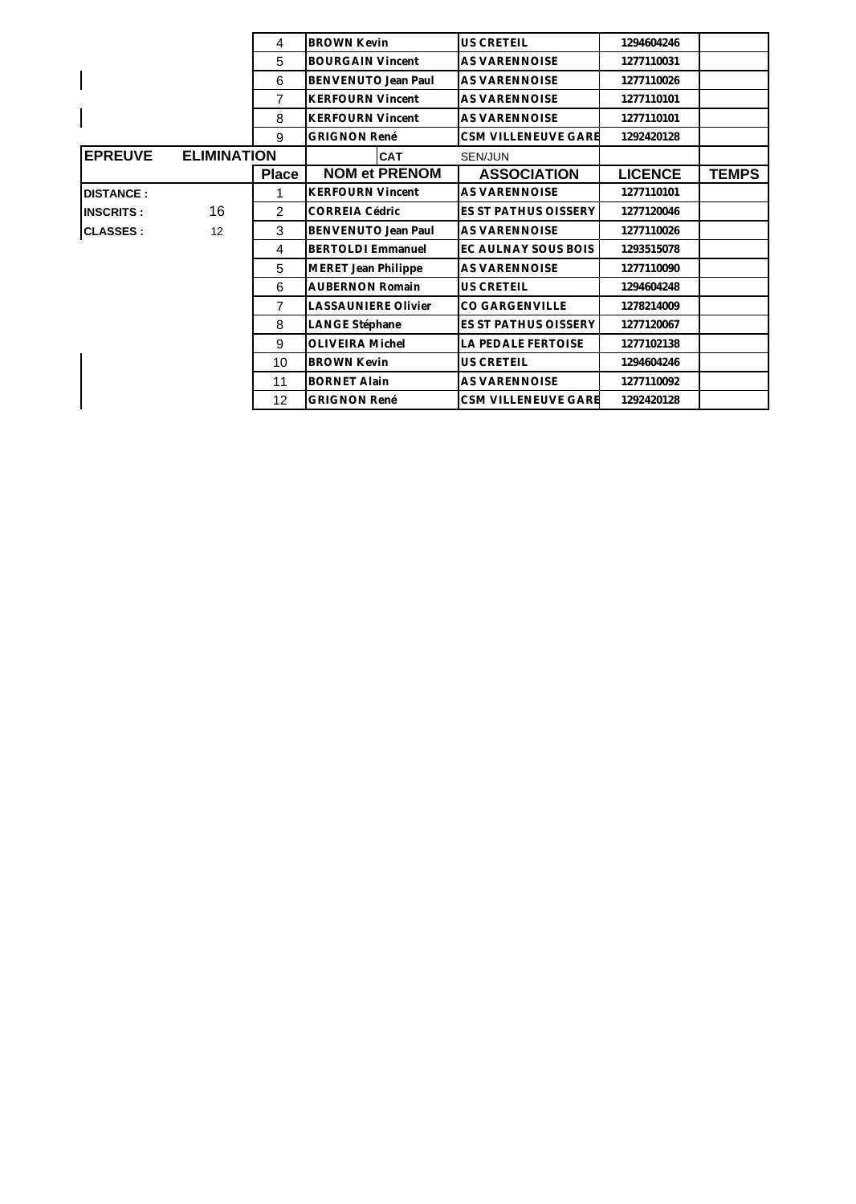| | | | | | | |
|---|---|---|---|---|---|---|
| | | 4 | BROWN Kevin | US CRETEIL | 1294604246 | |
| | | 5 | BOURGAIN Vincent | AS VARENNOISE | 1277110031 | |
| | | 6 | BENVENUTO Jean Paul | AS VARENNOISE | 1277110026 | |
| | | 7 | KERFOURN Vincent | AS VARENNOISE | 1277110101 | |
| | | 8 | KERFOURN Vincent | AS VARENNOISE | 1277110101 | |
| | | 9 | GRIGNON René | CSM VILLENEUVE GARE | 1292420128 | |

| EPREUVE | ELIMINATION | | CAT | SEN/JUN | | |
|---|---|---|---|---|---|---|
| | | **Place** | **NOM et PRENOM** | **ASSOCIATION** | **LICENCE** | **TEMPS** |
| DISTANCE : | | 1 | KERFOURN Vincent | AS VARENNOISE | 1277110101 | |
| INSCRITS : | 16 | 2 | CORREIA Cédric | ES ST PATHUS OISSERY | 1277120046 | |
| CLASSES : | 12 | 3 | BENVENUTO Jean Paul | AS VARENNOISE | 1277110026 | |
| | | 4 | BERTOLDI Emmanuel | EC AULNAY SOUS BOIS | 1293515078 | |
| | | 5 | MERET Jean Philippe | AS VARENNOISE | 1277110090 | |
| | | 6 | AUBERNON Romain | US CRETEIL | 1294604248 | |
| | | 7 | LASSAUNIERE Olivier | CO GARGENVILLE | 1278214009 | |
| | | 8 | LANGE Stéphane | ES ST PATHUS OISSERY | 1277120067 | |
| | | 9 | OLIVEIRA Michel | LA PEDALE FERTOISE | 1277102138 | |
| | | 10 | BROWN Kevin | US CRETEIL | 1294604246 | |
| | | 11 | BORNET Alain | AS VARENNOISE | 1277110092 | |
| | | 12 | GRIGNON René | CSM VILLENEUVE GARE | 1292420128 | |